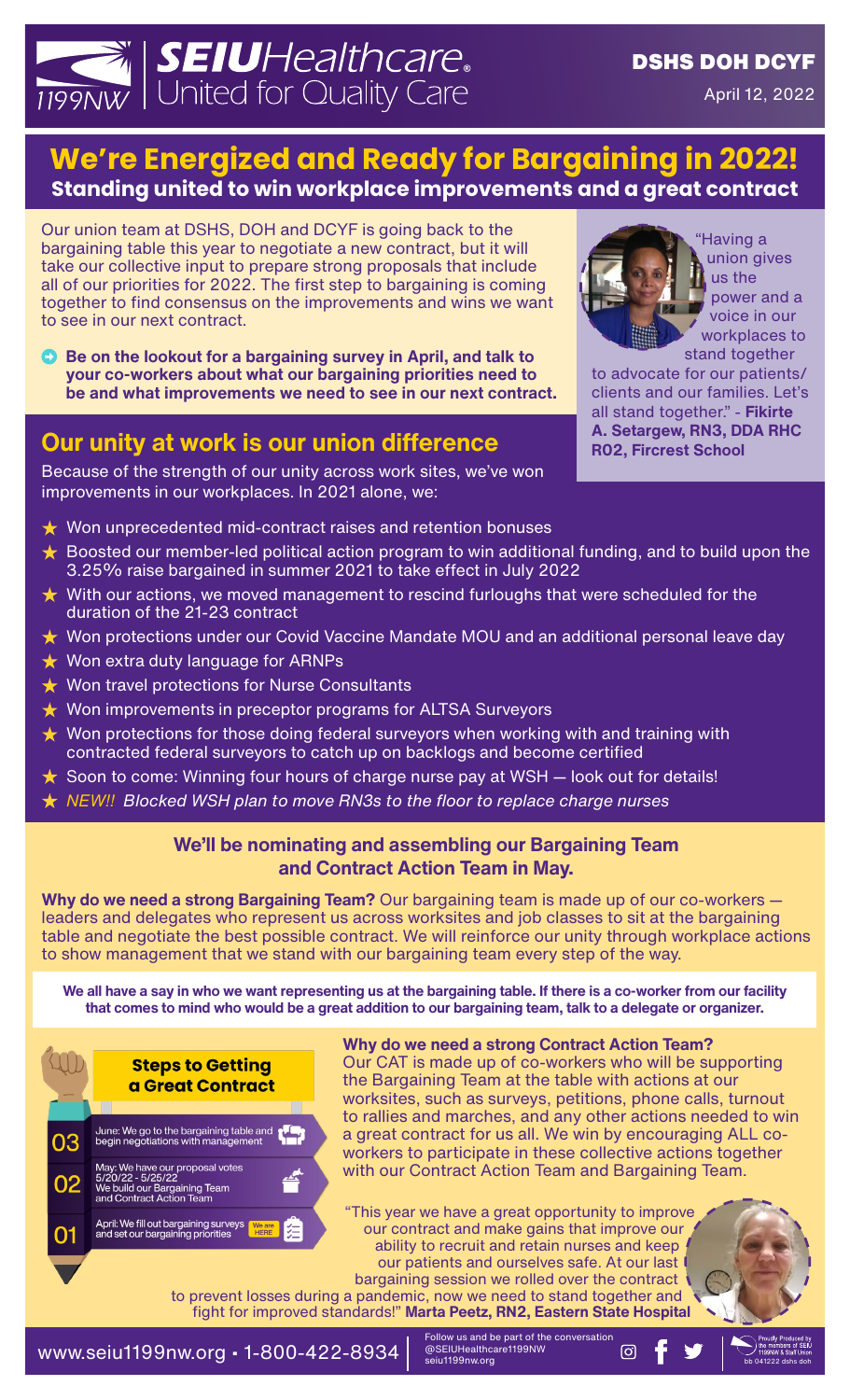**SEIU Healthcare 1199NW** — United for Quality Care

**DSHS DOH DCYF**

April 12, 2022

# We're Energized and Ready for Bargaining in 2022!

## Standing united to win workplace improvements and a great contract

Our union team at DSHS, DOH and DCYF is going back to the bargaining table this year to negotiate a new contract, but it will take our collective input to prepare strong proposals that include all of our priorities for 2022. The first step to bargaining is coming together to find consensus on the improvements and wins we want to see in our next contract.

- **Be on the lookout for a bargaining survey in April, and talk to your co-workers about what our bargaining priorities need to be and what improvements we need to see in our next contract.**

"Having a union gives us the power and a voice in our workplaces to stand together to advocate for our patients/clients and our families. Let's all stand together." - **Fikirte A. Setargew, RN3, DDA RHC R02, Fircrest School**

## Our unity at work is our union difference

Because of the strength of our unity across work sites, we've won improvements in our workplaces. In 2021 alone, we:

- Won unprecedented mid-contract raises and retention bonuses
- Boosted our member-led political action program to win additional funding, and to build upon the 3.25% raise bargained in summer 2021 to take effect in July 2022
- With our actions, we moved management to rescind furloughs that were scheduled for the duration of the 21-23 contract
- Won protections under our Covid Vaccine Mandate MOU and an additional personal leave day
- Won extra duty language for ARNPs
- Won travel protections for Nurse Consultants
- Won improvements in preceptor programs for ALTSA Surveyors
- Won protections for those doing federal surveyors when working with and training with contracted federal surveyors to catch up on backlogs and become certified
- Soon to come: Winning four hours of charge nurse pay at WSH — look out for details!
- *NEW!! Blocked WSH plan to move RN3s to the floor to replace charge nurses*

### We'll be nominating and assembling our Bargaining Team and Contract Action Team in May.

**Why do we need a strong Bargaining Team?** Our bargaining team is made up of our co-workers — leaders and delegates who represent us across worksites and job classes to sit at the bargaining table and negotiate the best possible contract. We will reinforce our unity through workplace actions to show management that we stand with our bargaining team every step of the way.

**We all have a say in who we want representing us at the bargaining table. If there is a co-worker from our facility that comes to mind who would be a great addition to our bargaining team, talk to a delegate or organizer.**

### Steps to Getting a Great Contract

- 03 — June: We go to the bargaining table and begin negotiations with management
- 02 — May: We have our proposal votes 5/20/22 - 5/25/22. We build our Bargaining Team and Contract Action Team
- 01 — April: We fill out bargaining surveys and set our bargaining priorities (We are HERE)

**Why do we need a strong Contract Action Team?**
Our CAT is made up of co-workers who will be supporting the Bargaining Team at the table with actions at our worksites, such as surveys, petitions, phone calls, turnout to rallies and marches, and any other actions needed to win a great contract for us all. We win by encouraging ALL co-workers to participate in these collective actions together with our Contract Action Team and Bargaining Team.

"This year we have a great opportunity to improve our contract and make gains that improve our ability to recruit and retain nurses and keep our patients and ourselves safe. At our last bargaining session we rolled over the contract to prevent losses during a pandemic, now we need to stand together and fight for improved standards!" **Marta Peetz, RN2, Eastern State Hospital**

www.seiu1199nw.org • 1-800-422-8934 | Follow us and be part of the conversation @SEIUHealthcare1199NW seiu1199nw.org

Proudly Produced by the members of SEIU 1199NW & Staff Union — bb 041222 dshs doh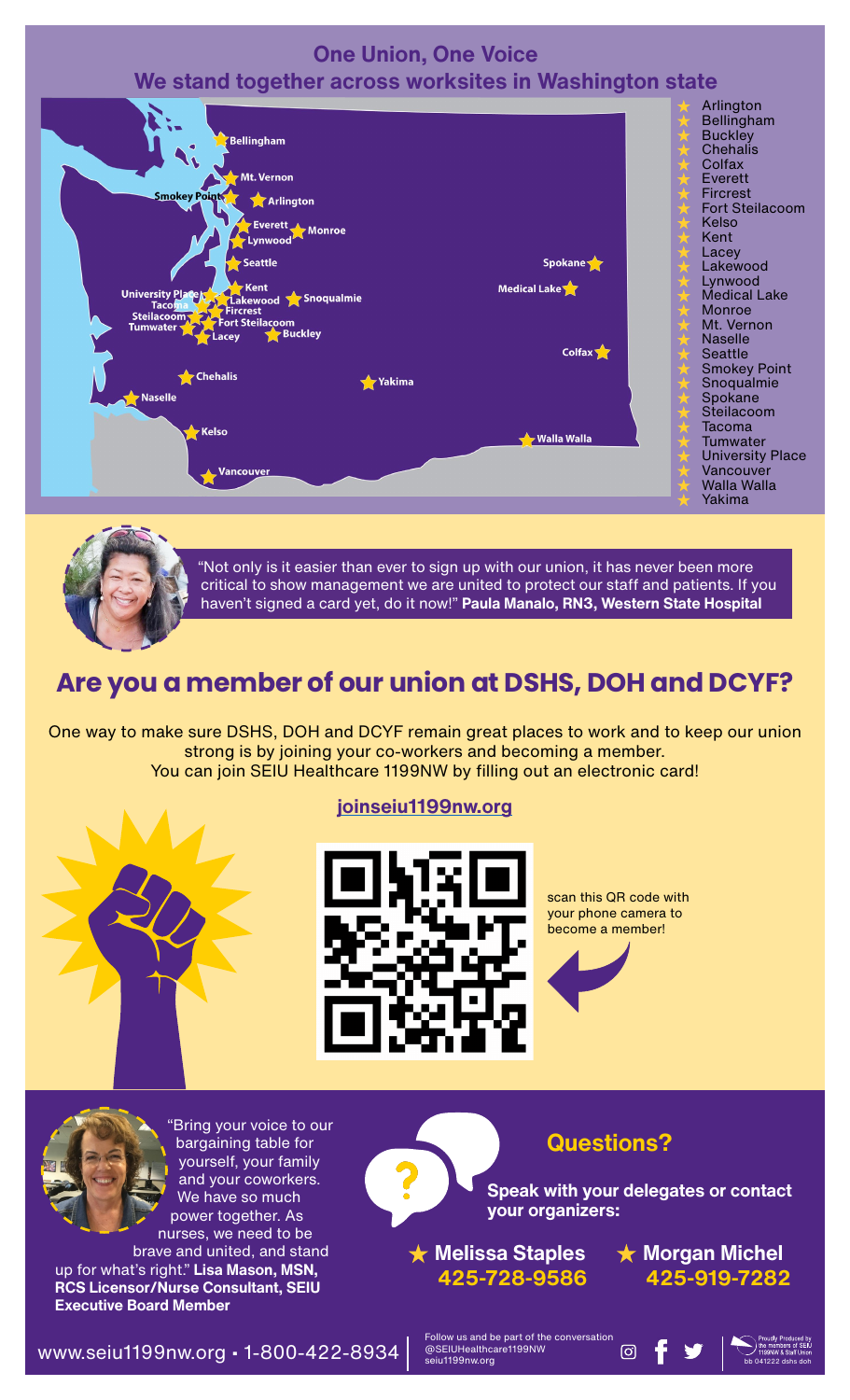## One Union, One Voice
## We stand together across worksites in Washington state

Bellingham
Mt. Vernon
Smokey Point
Arlington
Everett
Monroe
Lynwood
Seattle
Spokane
Kent
Medical Lake
University Place
Tacoma
Lakewood
Snoqualmie
Fircrest
Steilacoom
Fort Steilacoom
Tumwater
Lacey
Buckley
Colfax
Chehalis
Yakima
Naselle
Kelso
Walla Walla
Vancouver

- Arlington
- Bellingham
- Buckley
- Chehalis
- Colfax
- Everett
- Fircrest
- Fort Steilacoom
- Kelso
- Kent
- Lacey
- Lakewood
- Lynwood
- Medical Lake
- Monroe
- Mt. Vernon
- Naselle
- Seattle
- Smokey Point
- Snoqualmie
- Spokane
- Steilacoom
- Tacoma
- Tumwater
- University Place
- Vancouver
- Walla Walla
- Yakima

"Not only is it easier than ever to sign up with our union, it has never been more critical to show management we are united to protect our staff and patients. If you haven't signed a card yet, do it now!" **Paula Manalo, RN3, Western State Hospital**

# Are you a member of our union at DSHS, DOH and DCYF?

One way to make sure DSHS, DOH and DCYF remain great places to work and to keep our union strong is by joining your co-workers and becoming a member.
You can join SEIU Healthcare 1199NW by filling out an electronic card!

**joinseiu1199nw.org**

scan this QR code with your phone camera to become a member!

"Bring your voice to our bargaining table for yourself, your family and your coworkers. We have so much power together. As nurses, we need to be brave and united, and stand up for what's right." **Lisa Mason, MSN, RCS Licensor/Nurse Consultant, SEIU Executive Board Member**

## Questions?

**Speak with your delegates or contact your organizers:**

**Melissa Staples**
**425-728-9586**

**Morgan Michel**
**425-919-7282**

www.seiu1199nw.org • 1-800-422-8934

Follow us and be part of the conversation
@SEIUHealthcare1199NW
seiu1199nw.org

Proudly Produced by the members of SEIU 1199NW & Staff Union
bb 041222 dshs doh